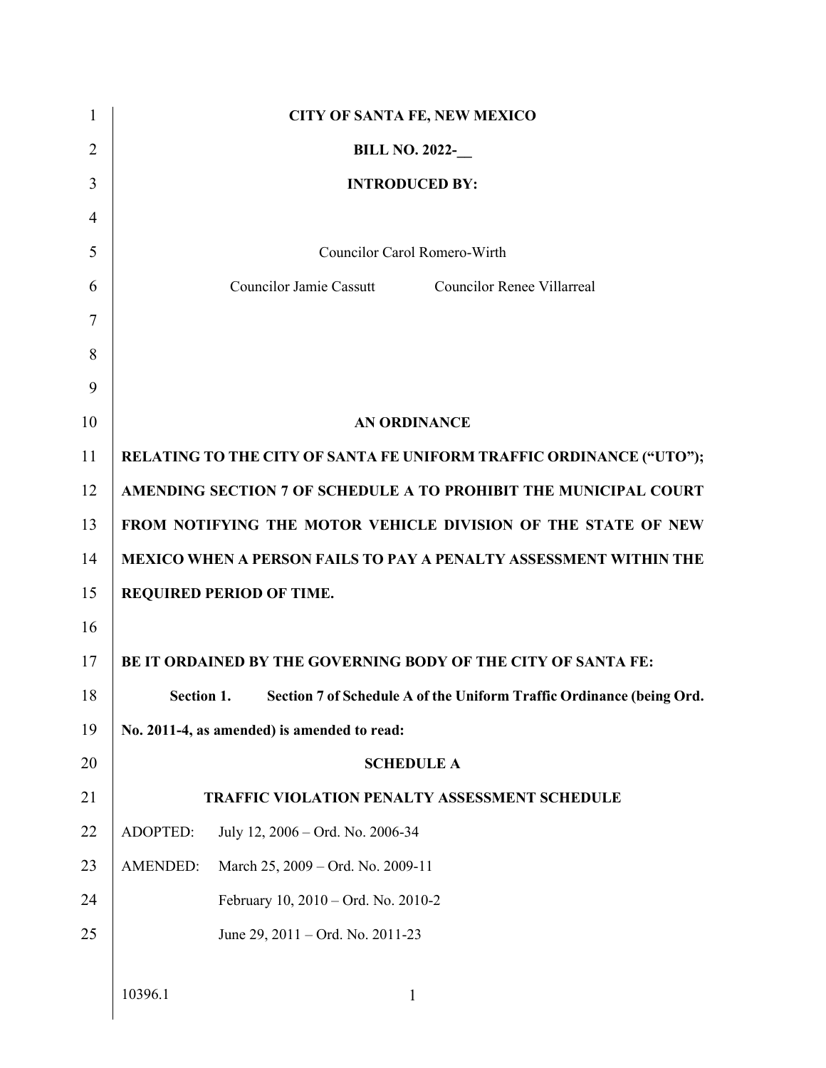**CITY OF SANTA FE, NEW MEXICO**

**BILL NO. 2022-\_\_**

**INTRODUCED BY:**

Councilor Carol Romero-Wirth

Councilor Jamie Cassutt Councilor Renee Villarreal

**AN ORDINANCE**

**RELATING TO THE CITY OF SANTA FE UNIFORM TRAFFIC ORDINANCE ("UTO"); AMENDING SECTION 7 OF SCHEDULE A TO PROHIBIT THE MUNICIPAL COURT FROM NOTIFYING THE MOTOR VEHICLE DIVISION OF THE STATE OF NEW MEXICO WHEN A PERSON FAILS TO PAY A PENALTY ASSESSMENT WITHIN THE REQUIRED PERIOD OF TIME.**

**BE IT ORDAINED BY THE GOVERNING BODY OF THE CITY OF SANTA FE:**

**Section 1. Section 7 of Schedule A of the Uniform Traffic Ordinance (being Ord. No. 2011-4, as amended) is amended to read:**

**SCHEDULE A**

**TRAFFIC VIOLATION PENALTY ASSESSMENT SCHEDULE**

ADOPTED: July 12, 2006 – Ord. No. 2006-34

AMENDED: March 25, 2009 – Ord. No. 2009-11

February 10, 2010 – Ord. No. 2010-2

June 29, 2011 – Ord. No. 2011-23

10396.1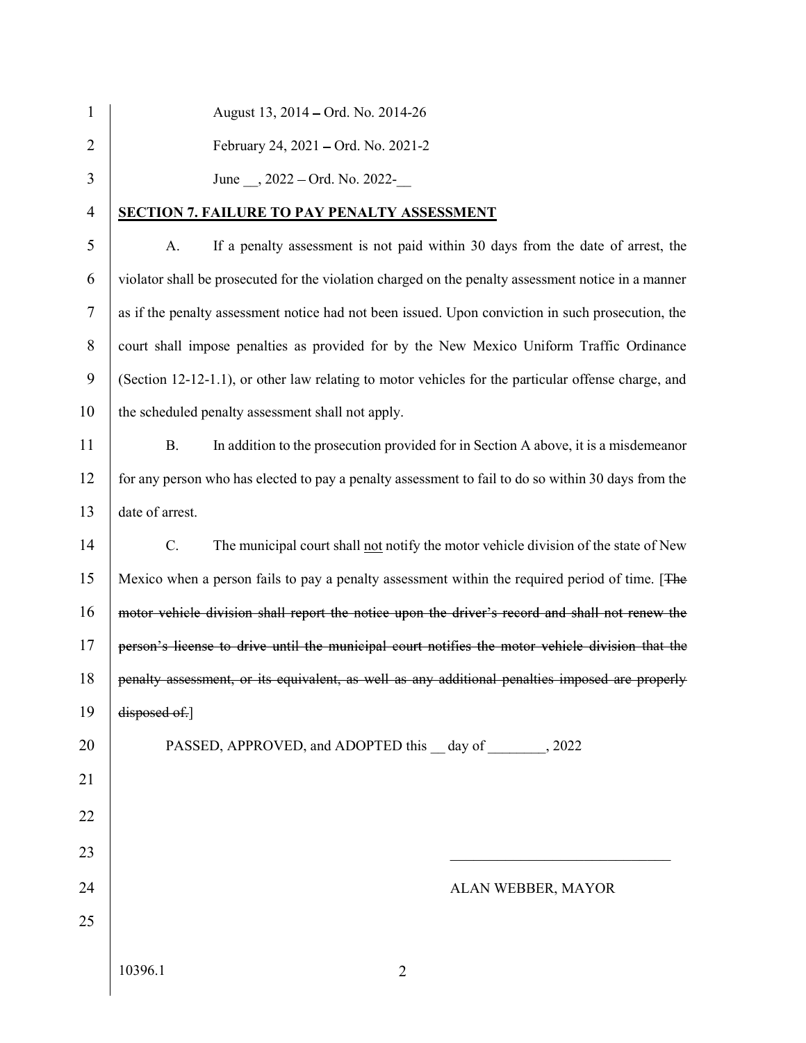August 13, 2014 – Ord. No. 2014-26

February 24, 2021 – Ord. No. 2021-2

June __, 2022 – Ord. No. 2022-__

**SECTION 7. FAILURE TO PAY PENALTY ASSESSMENT**

A. If a penalty assessment is not paid within 30 days from the date of arrest, the violator shall be prosecuted for the violation charged on the penalty assessment notice in a manner as if the penalty assessment notice had not been issued. Upon conviction in such prosecution, the court shall impose penalties as provided for by the New Mexico Uniform Traffic Ordinance (Section 12-12-1.1), or other law relating to motor vehicles for the particular offense charge, and the scheduled penalty assessment shall not apply.

B. In addition to the prosecution provided for in Section A above, it is a misdemeanor for any person who has elected to pay a penalty assessment to fail to do so within 30 days from the date of arrest.

C. The municipal court shall <u>not</u> notify the motor vehicle division of the state of New Mexico when a person fails to pay a penalty assessment within the required period of time. [~~The motor vehicle division shall report the notice upon the driver's record and shall not renew the person's license to drive until the municipal court notifies the motor vehicle division that the penalty assessment, or its equivalent, as well as any additional penalties imposed are properly disposed of.~~]

PASSED, APPROVED, and ADOPTED this __ day of ________, 2022

_______________________________

ALAN WEBBER, MAYOR

10396.1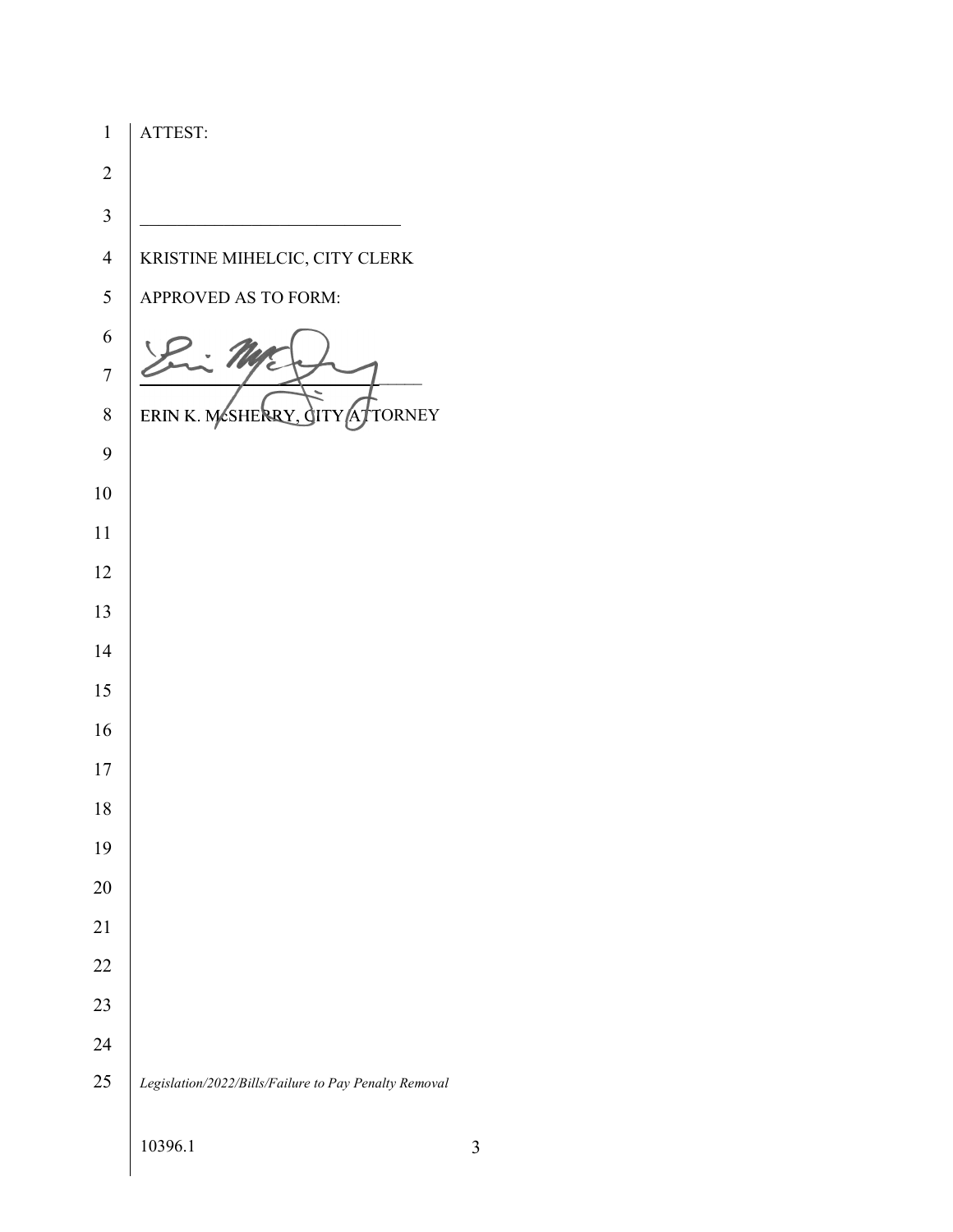ATTEST:

______________________________

KRISTINE MIHELCIC, CITY CLERK

APPROVED AS TO FORM:

______________________________

ERIN K. McSHERRY, CITY ATTORNEY

*Legislation/2022/Bills/Failure to Pay Penalty Removal*

10396.1